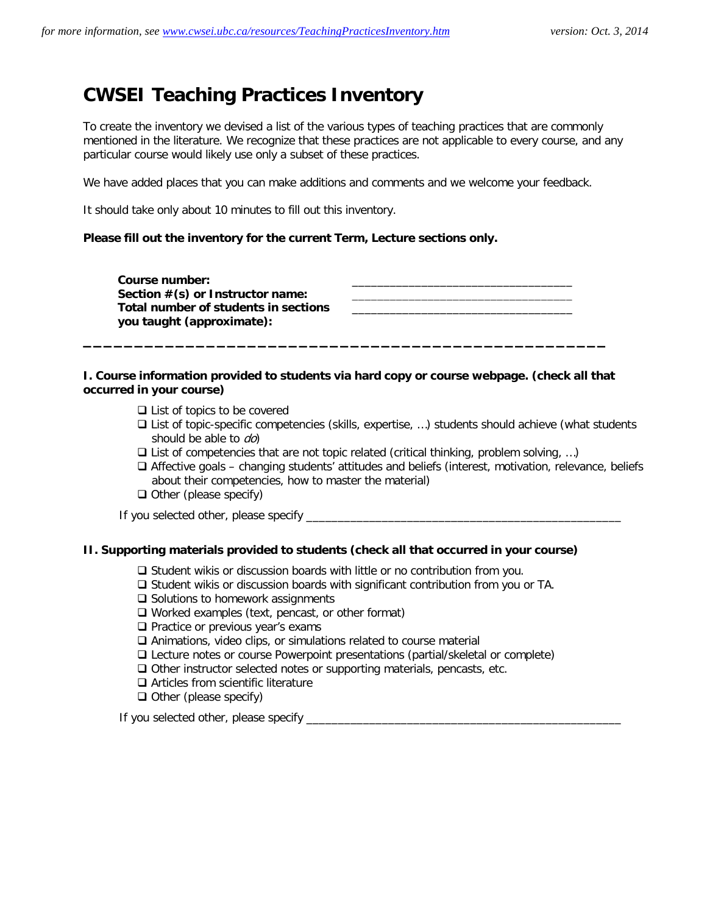# CWSEI Teaching Practices Inventory

To create the inventory we devised a list of the various types of teaching practices that are commonly mentioned in the literature. We recognize that these practices are not applicable to every course, and any particular course would likely use only a subset of these practices.

We have added places that you can make additions and comments and we welcome your feedback.

It should take only about 10 minutes to fill out this inventory.

**Please fill out the inventory for the current Term, Lecture sections only.**

**Course number:** ________________________________

**Section #(s) or Instructor name:** ________________________________

**Total number of students in sections you taught (approximate):** ________________________________

---

**I. Course information provided to students via hard copy or course webpage. (check all that occurred in your course)**

- ❑ List of topics to be covered
- ❑ List of topic-specific competencies (skills, expertise, …) students should achieve (what students should be able to *do*)
- ❑ List of competencies that are not topic related (critical thinking, problem solving, …)
- ❑ Affective goals – changing students' attitudes and beliefs (interest, motivation, relevance, beliefs about their competencies, how to master the material)
- ❑ Other (please specify)

If you selected other, please specify ________________________________________________

**II. Supporting materials provided to students (check all that occurred in your course)**

- ❑ Student wikis or discussion boards with little or no contribution from you.
- ❑ Student wikis or discussion boards with significant contribution from you or TA.
- ❑ Solutions to homework assignments
- ❑ Worked examples (text, pencast, or other format)
- ❑ Practice or previous year's exams
- ❑ Animations, video clips, or simulations related to course material
- ❑ Lecture notes or course Powerpoint presentations (partial/skeletal or complete)
- ❑ Other instructor selected notes or supporting materials, pencasts, etc.
- ❑ Articles from scientific literature
- ❑ Other (please specify)

If you selected other, please specify ________________________________________________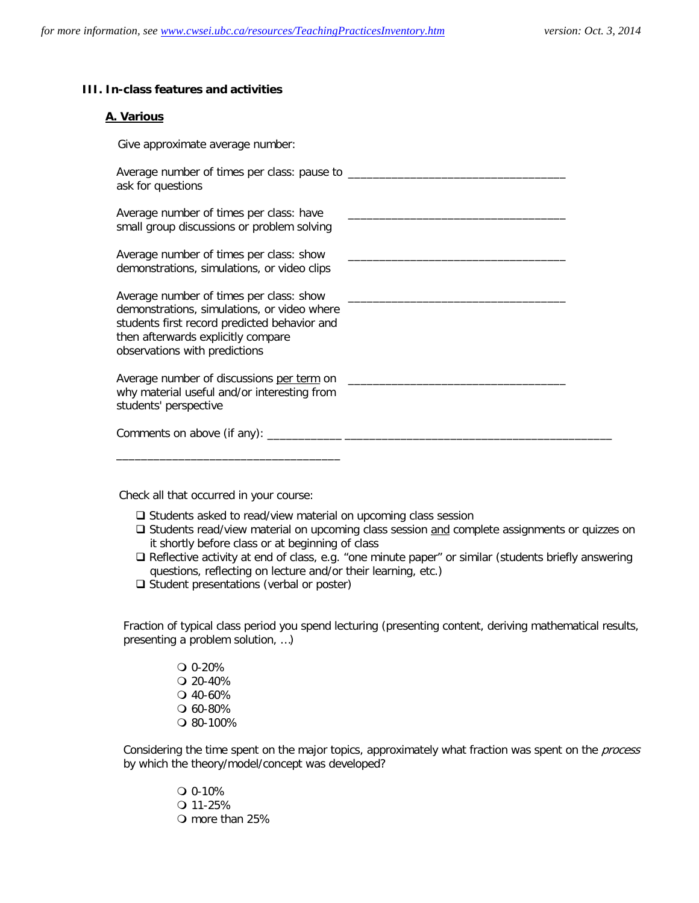### III. In-class features and activities

#### A. Various

Give approximate average number:

Average number of times per class: pause to ask for questions ___________________________________

Average number of times per class: have small group discussions or problem solving ___________________________________

Average number of times per class: show demonstrations, simulations, or video clips ___________________________________

Average number of times per class: show demonstrations, simulations, or video where students first record predicted behavior and then afterwards explicitly compare observations with predictions ___________________________________

Average number of discussions <u>per term</u> on why material useful and/or interesting from students' perspective ___________________________________

Comments on above (if any): ____________ ____________________________________________

___________________________________

Check all that occurred in your course:

- ☐ Students asked to read/view material on upcoming class session
- ☐ Students read/view material on upcoming class session <u>and</u> complete assignments or quizzes on it shortly before class or at beginning of class
- ☐ Reflective activity at end of class, e.g. "one minute paper" or similar (students briefly answering questions, reflecting on lecture and/or their learning, etc.)
- ☐ Student presentations (verbal or poster)

Fraction of typical class period you spend lecturing (presenting content, deriving mathematical results, presenting a problem solution, …)

- ○ 0-20%
- ○ 20-40%
- ○ 40-60%
- ○ 60-80%
- ○ 80-100%

Considering the time spent on the major topics, approximately what fraction was spent on the *process* by which the theory/model/concept was developed?

- ○ 0-10%
- ○ 11-25%
- ○ more than 25%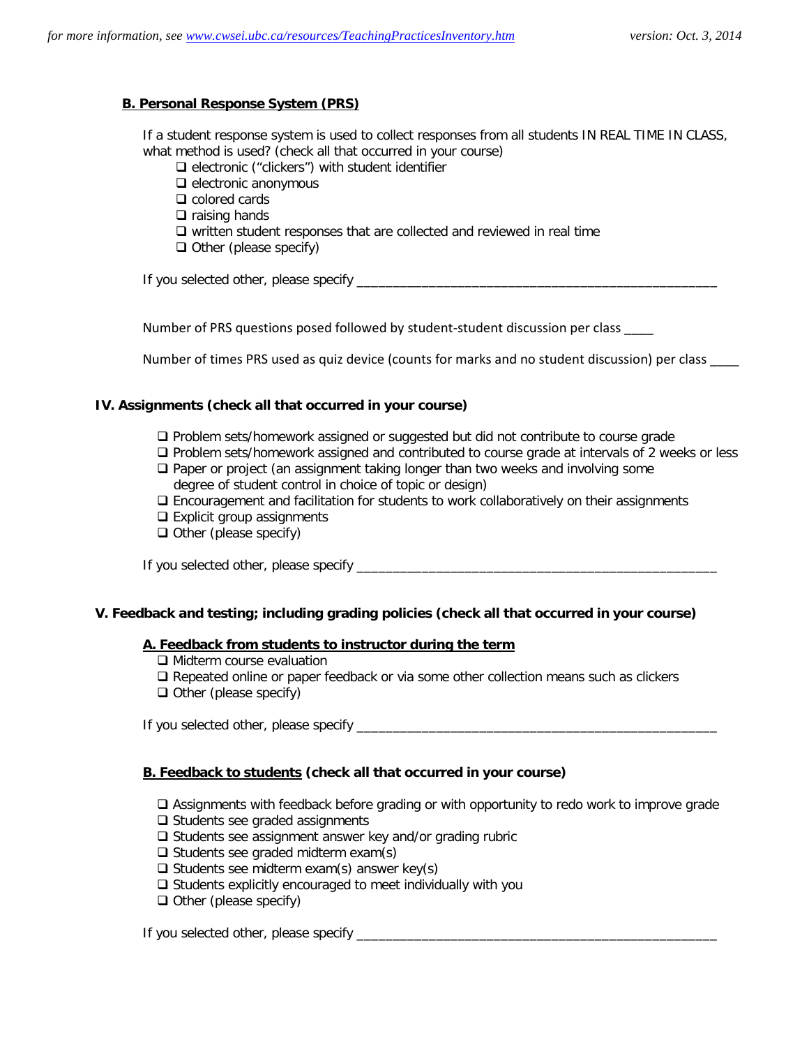### B. Personal Response System (PRS)

If a student response system is used to collect responses from all students IN REAL TIME IN CLASS, what method is used? (check all that occurred in your course)

- ❑ electronic (“clickers”) with student identifier
- ❑ electronic anonymous
- ❑ colored cards
- ❑ raising hands
- ❑ written student responses that are collected and reviewed in real time
- ❑ Other (please specify)

If you selected other, please specify ___________________________________________________

Number of PRS questions posed followed by student-student discussion per class ____

Number of times PRS used as quiz device (counts for marks and no student discussion) per class ____

## IV. Assignments (check all that occurred in your course)

- ❑ Problem sets/homework assigned or suggested but did not contribute to course grade
- ❑ Problem sets/homework assigned and contributed to course grade at intervals of 2 weeks or less
- ❑ Paper or project (an assignment taking longer than two weeks and involving some degree of student control in choice of topic or design)
- ❑ Encouragement and facilitation for students to work collaboratively on their assignments
- ❑ Explicit group assignments
- ❑ Other (please specify)

If you selected other, please specify ___________________________________________________

## V. Feedback and testing; including grading policies (check all that occurred in your course)

### A. Feedback from students to instructor during the term

- ❑ Midterm course evaluation
- ❑ Repeated online or paper feedback or via some other collection means such as clickers
- ❑ Other (please specify)

If you selected other, please specify ___________________________________________________

### B. Feedback to students (check all that occurred in your course)

- ❑ Assignments with feedback before grading or with opportunity to redo work to improve grade
- ❑ Students see graded assignments
- ❑ Students see assignment answer key and/or grading rubric
- ❑ Students see graded midterm exam(s)
- ❑ Students see midterm exam(s) answer key(s)
- ❑ Students explicitly encouraged to meet individually with you
- ❑ Other (please specify)

If you selected other, please specify ___________________________________________________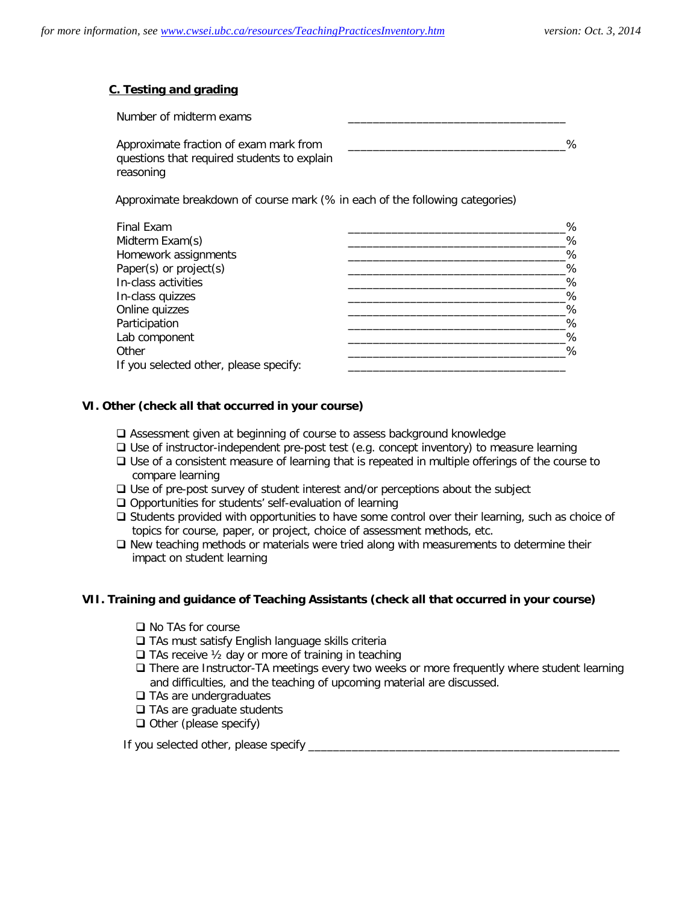### C. Testing and grading

Number of midterm exams ___________________________________

Approximate fraction of exam mark from questions that required students to explain reasoning ___________________________________%

Approximate breakdown of course mark (% in each of the following categories)

| | |
|---|---|
| Final Exam | ___________________________________% |
| Midterm Exam(s) | ___________________________________% |
| Homework assignments | ___________________________________% |
| Paper(s) or project(s) | ___________________________________% |
| In-class activities | ___________________________________% |
| In-class quizzes | ___________________________________% |
| Online quizzes | ___________________________________% |
| Participation | ___________________________________% |
| Lab component | ___________________________________% |
| Other | ___________________________________% |
| If you selected other, please specify: | ___________________________________ |

## VI. Other (check all that occurred in your course)

- ❑ Assessment given at beginning of course to assess background knowledge
- ❑ Use of instructor-independent pre-post test (e.g. concept inventory) to measure learning
- ❑ Use of a consistent measure of learning that is repeated in multiple offerings of the course to compare learning
- ❑ Use of pre-post survey of student interest and/or perceptions about the subject
- ❑ Opportunities for students' self-evaluation of learning
- ❑ Students provided with opportunities to have some control over their learning, such as choice of topics for course, paper, or project, choice of assessment methods, etc.
- ❑ New teaching methods or materials were tried along with measurements to determine their impact on student learning

## VII. Training and guidance of Teaching Assistants (check all that occurred in your course)

- ❑ No TAs for course
- ❑ TAs must satisfy English language skills criteria
- ❑ TAs receive ½ day or more of training in teaching
- ❑ There are Instructor-TA meetings every two weeks or more frequently where student learning and difficulties, and the teaching of upcoming material are discussed.
- ❑ TAs are undergraduates
- ❑ TAs are graduate students
- ❑ Other (please specify)

If you selected other, please specify ___________________________________________________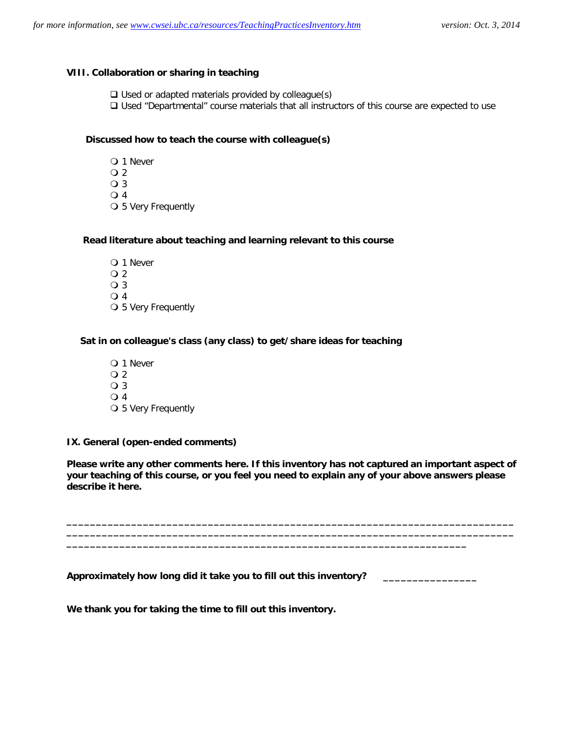### VIII. Collaboration or sharing in teaching

- ❑ Used or adapted materials provided by colleague(s)
- ❑ Used "Departmental" course materials that all instructors of this course are expected to use

**Discussed how to teach the course with colleague(s)**

- ❍ 1 Never
- ❍ 2
- ❍ 3
- ❍ 4
- ❍ 5 Very Frequently

**Read literature about teaching and learning relevant to this course**

- ❍ 1 Never
- ❍ 2
- ❍ 3
- ❍ 4
- ❍ 5 Very Frequently

**Sat in on colleague's class (any class) to get/share ideas for teaching**

- ❍ 1 Never
- ❍ 2
- ❍ 3
- ❍ 4
- ❍ 5 Very Frequently

### IX. General (open-ended comments)

**Please write any other comments here. If this inventory has not captured an important aspect of your teaching of this course, or you feel you need to explain any of your above answers please describe it here.**

\_\_\_\_\_\_\_\_\_\_\_\_\_\_\_\_\_\_\_\_\_\_\_\_\_\_\_\_\_\_\_\_\_\_\_\_\_\_\_\_\_\_\_\_\_\_\_\_\_\_\_\_\_\_\_\_\_\_\_\_\_\_\_\_\_\_\_\_\_\_\_\_\_\_
\_\_\_\_\_\_\_\_\_\_\_\_\_\_\_\_\_\_\_\_\_\_\_\_\_\_\_\_\_\_\_\_\_\_\_\_\_\_\_\_\_\_\_\_\_\_\_\_\_\_\_\_\_\_\_\_\_\_\_\_\_\_\_\_\_\_\_\_\_\_\_\_\_\_
\_\_\_\_\_\_\_\_\_\_\_\_\_\_\_\_\_\_\_\_\_\_\_\_\_\_\_\_\_\_\_\_\_\_\_\_\_\_\_\_\_\_\_\_\_\_\_\_\_\_\_\_\_\_\_\_\_\_\_\_\_\_\_\_

**Approximately how long did it take you to fill out this inventory?** \_\_\_\_\_\_\_\_\_\_\_\_\_\_\_\_

**We thank you for taking the time to fill out this inventory.**